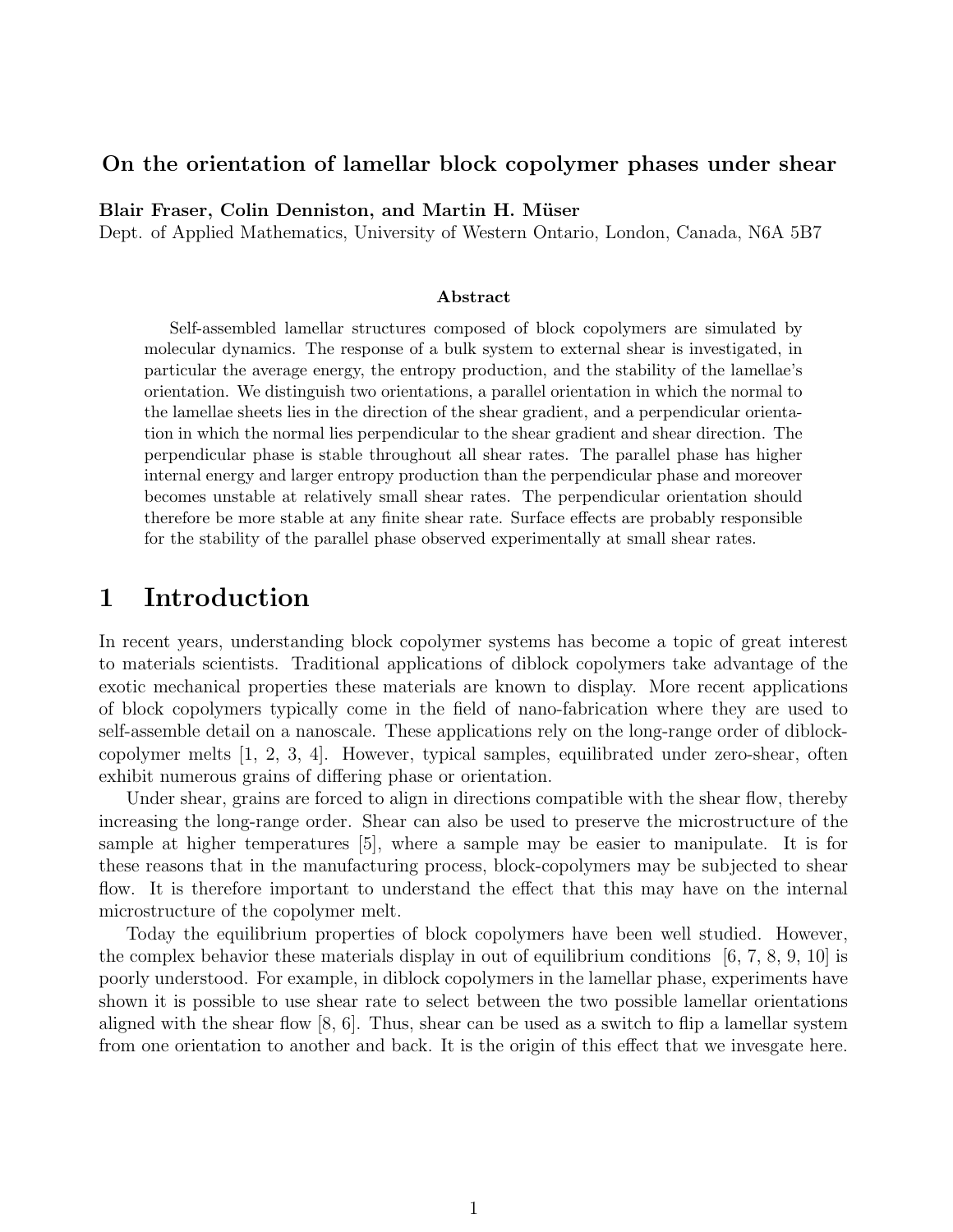# On the orientation of lamellar block copolymer phases under shear

**Blair Fraser, Colin Denniston, and Martin H. Müser**
Dept. of Applied Mathematics, University of Western Ontario, London, Canada, N6A 5B7

### Abstract

Self-assembled lamellar structures composed of block copolymers are simulated by molecular dynamics. The response of a bulk system to external shear is investigated, in particular the average energy, the entropy production, and the stability of the lamellae's orientation. We distinguish two orientations, a parallel orientation in which the normal to the lamellae sheets lies in the direction of the shear gradient, and a perpendicular orientation in which the normal lies perpendicular to the shear gradient and shear direction. The perpendicular phase is stable throughout all shear rates. The parallel phase has higher internal energy and larger entropy production than the perpendicular phase and moreover becomes unstable at relatively small shear rates. The perpendicular orientation should therefore be more stable at any finite shear rate. Surface effects are probably responsible for the stability of the parallel phase observed experimentally at small shear rates.

# 1 Introduction

In recent years, understanding block copolymer systems has become a topic of great interest to materials scientists. Traditional applications of diblock copolymers take advantage of the exotic mechanical properties these materials are known to display. More recent applications of block copolymers typically come in the field of nano-fabrication where they are used to self-assemble detail on a nanoscale. These applications rely on the long-range order of diblock-copolymer melts [1, 2, 3, 4]. However, typical samples, equilibrated under zero-shear, often exhibit numerous grains of differing phase or orientation.

Under shear, grains are forced to align in directions compatible with the shear flow, thereby increasing the long-range order. Shear can also be used to preserve the microstructure of the sample at higher temperatures [5], where a sample may be easier to manipulate. It is for these reasons that in the manufacturing process, block-copolymers may be subjected to shear flow. It is therefore important to understand the effect that this may have on the internal microstructure of the copolymer melt.

Today the equilibrium properties of block copolymers have been well studied. However, the complex behavior these materials display in out of equilibrium conditions [6, 7, 8, 9, 10] is poorly understood. For example, in diblock copolymers in the lamellar phase, experiments have shown it is possible to use shear rate to select between the two possible lamellar orientations aligned with the shear flow [8, 6]. Thus, shear can be used as a switch to flip a lamellar system from one orientation to another and back. It is the origin of this effect that we invesgate here.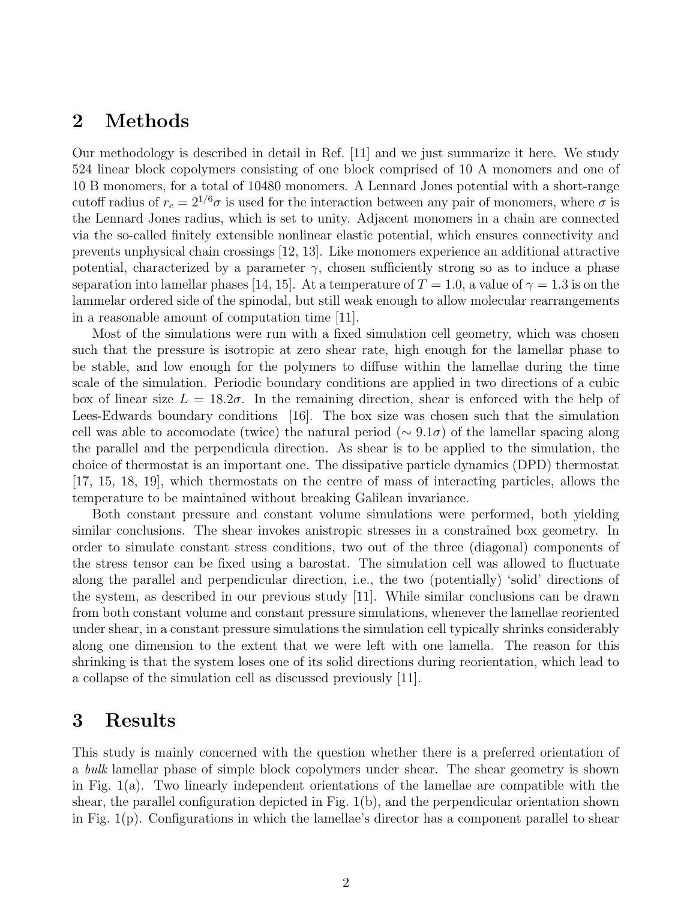## 2 Methods

Our methodology is described in detail in Ref. [11] and we just summarize it here. We study 524 linear block copolymers consisting of one block comprised of 10 A monomers and one of 10 B monomers, for a total of 10480 monomers. A Lennard Jones potential with a short-range cutoff radius of $r_c = 2^{1/6}\sigma$ is used for the interaction between any pair of monomers, where $\sigma$ is the Lennard Jones radius, which is set to unity. Adjacent monomers in a chain are connected via the so-called finitely extensible nonlinear elastic potential, which ensures connectivity and prevents unphysical chain crossings [12, 13]. Like monomers experience an additional attractive potential, characterized by a parameter $\gamma$, chosen sufficiently strong so as to induce a phase separation into lamellar phases [14, 15]. At a temperature of $T = 1.0$, a value of $\gamma = 1.3$ is on the lammelar ordered side of the spinodal, but still weak enough to allow molecular rearrangements in a reasonable amount of computation time [11].

Most of the simulations were run with a fixed simulation cell geometry, which was chosen such that the pressure is isotropic at zero shear rate, high enough for the lamellar phase to be stable, and low enough for the polymers to diffuse within the lamellae during the time scale of the simulation. Periodic boundary conditions are applied in two directions of a cubic box of linear size $L = 18.2\sigma$. In the remaining direction, shear is enforced with the help of Lees-Edwards boundary conditions [16]. The box size was chosen such that the simulation cell was able to accomodate (twice) the natural period ($\sim 9.1\sigma$) of the lamellar spacing along the parallel and the perpendicula direction. As shear is to be applied to the simulation, the choice of thermostat is an important one. The dissipative particle dynamics (DPD) thermostat [17, 15, 18, 19], which thermostats on the centre of mass of interacting particles, allows the temperature to be maintained without breaking Galilean invariance.

Both constant pressure and constant volume simulations were performed, both yielding similar conclusions. The shear invokes anistropic stresses in a constrained box geometry. In order to simulate constant stress conditions, two out of the three (diagonal) components of the stress tensor can be fixed using a barostat. The simulation cell was allowed to fluctuate along the parallel and perpendicular direction, i.e., the two (potentially) 'solid' directions of the system, as described in our previous study [11]. While similar conclusions can be drawn from both constant volume and constant pressure simulations, whenever the lamellae reoriented under shear, in a constant pressure simulations the simulation cell typically shrinks considerably along one dimension to the extent that we were left with one lamella. The reason for this shrinking is that the system loses one of its solid directions during reorientation, which lead to a collapse of the simulation cell as discussed previously [11].

## 3 Results

This study is mainly concerned with the question whether there is a preferred orientation of a *bulk* lamellar phase of simple block copolymers under shear. The shear geometry is shown in Fig. 1(a). Two linearly independent orientations of the lamellae are compatible with the shear, the parallel configuration depicted in Fig. 1(b), and the perpendicular orientation shown in Fig. 1(p). Configurations in which the lamellae's director has a component parallel to shear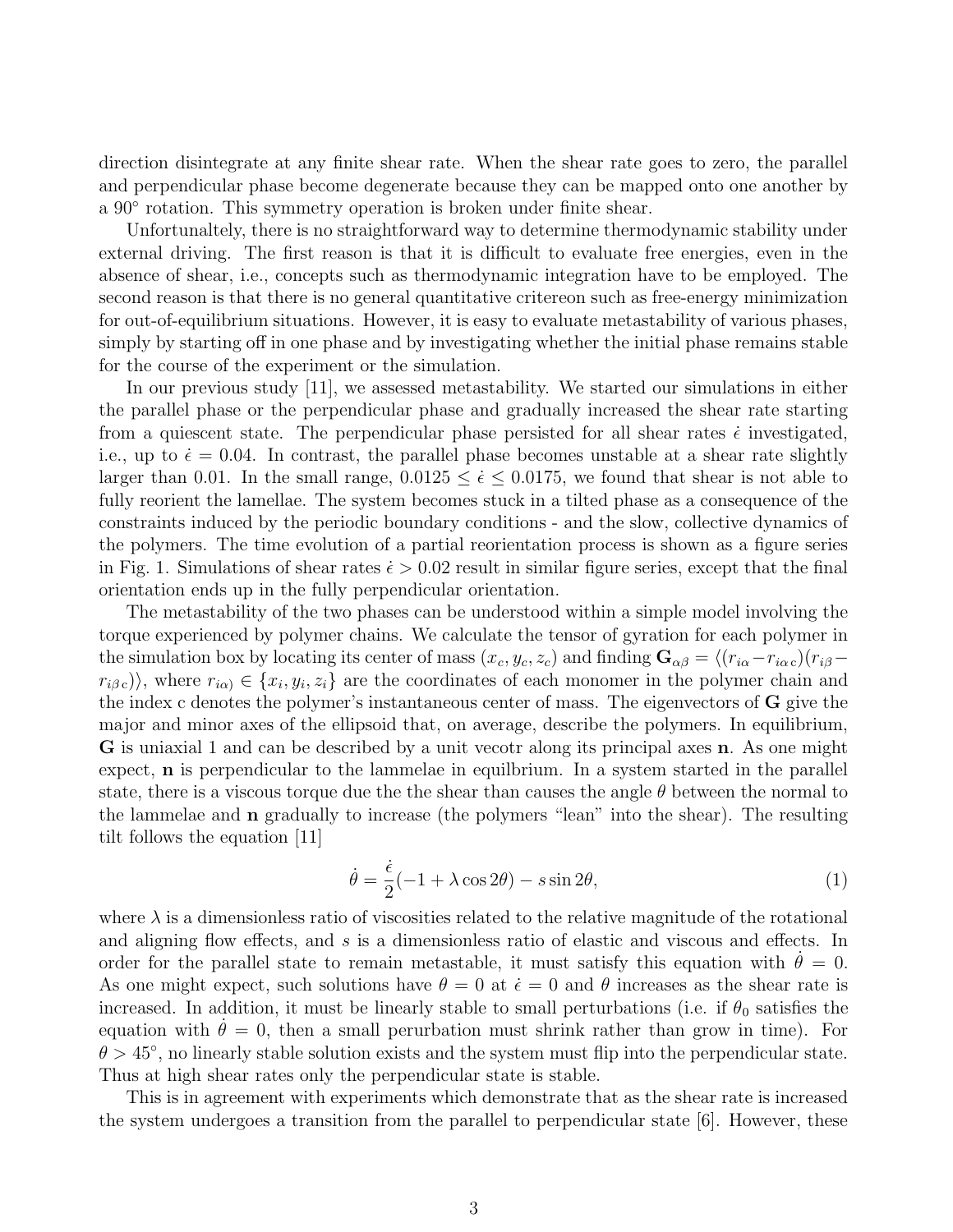direction disintegrate at any finite shear rate. When the shear rate goes to zero, the parallel and perpendicular phase become degenerate because they can be mapped onto one another by a 90° rotation. This symmetry operation is broken under finite shear.

Unfortunaltely, there is no straightforward way to determine thermodynamic stability under external driving. The first reason is that it is difficult to evaluate free energies, even in the absence of shear, i.e., concepts such as thermodynamic integration have to be employed. The second reason is that there is no general quantitative critereon such as free-energy minimization for out-of-equilibrium situations. However, it is easy to evaluate metastability of various phases, simply by starting off in one phase and by investigating whether the initial phase remains stable for the course of the experiment or the simulation.

In our previous study [11], we assessed metastability. We started our simulations in either the parallel phase or the perpendicular phase and gradually increased the shear rate starting from a quiescent state. The perpendicular phase persisted for all shear rates $\dot{\epsilon}$ investigated, i.e., up to $\dot{\epsilon} = 0.04$. In contrast, the parallel phase becomes unstable at a shear rate slightly larger than 0.01. In the small range, $0.0125 \leq \dot{\epsilon} \leq 0.0175$, we found that shear is not able to fully reorient the lamellae. The system becomes stuck in a tilted phase as a consequence of the constraints induced by the periodic boundary conditions - and the slow, collective dynamics of the polymers. The time evolution of a partial reorientation process is shown as a figure series in Fig. 1. Simulations of shear rates $\dot{\epsilon} > 0.02$ result in similar figure series, except that the final orientation ends up in the fully perpendicular orientation.

The metastability of the two phases can be understood within a simple model involving the torque experienced by polymer chains. We calculate the tensor of gyration for each polymer in the simulation box by locating its center of mass $(x_c, y_c, z_c)$ and finding $\mathbf{G}_{\alpha\beta} = \langle (r_{i\alpha} - r_{i\alpha\, c})(r_{i\beta} - r_{i\beta\, c}) \rangle$, where $r_{i\alpha)} \in \{x_i, y_i, z_i\}$ are the coordinates of each monomer in the polymer chain and the index c denotes the polymer's instantaneous center of mass. The eigenvectors of $\mathbf{G}$ give the major and minor axes of the ellipsoid that, on average, describe the polymers. In equilibrium, $\mathbf{G}$ is uniaxial 1 and can be described by a unit vecotr along its principal axes $\mathbf{n}$. As one might expect, $\mathbf{n}$ is perpendicular to the lammelae in equilbrium. In a system started in the parallel state, there is a viscous torque due the the shear than causes the angle $\theta$ between the normal to the lammelae and $\mathbf{n}$ gradually to increase (the polymers "lean" into the shear). The resulting tilt follows the equation [11]

$$\dot{\theta} = \frac{\dot{\epsilon}}{2}(-1 + \lambda \cos 2\theta) - s \sin 2\theta, \tag{1}$$

where $\lambda$ is a dimensionless ratio of viscosities related to the relative magnitude of the rotational and aligning flow effects, and $s$ is a dimensionless ratio of elastic and viscous and effects. In order for the parallel state to remain metastable, it must satisfy this equation with $\dot{\theta} = 0$. As one might expect, such solutions have $\theta = 0$ at $\dot{\epsilon} = 0$ and $\theta$ increases as the shear rate is increased. In addition, it must be linearly stable to small perturbations (i.e. if $\theta_0$ satisfies the equation with $\dot{\theta} = 0$, then a small perurbation must shrink rather than grow in time). For $\theta > 45°$, no linearly stable solution exists and the system must flip into the perpendicular state. Thus at high shear rates only the perpendicular state is stable.

This is in agreement with experiments which demonstrate that as the shear rate is increased the system undergoes a transition from the parallel to perpendicular state [6]. However, these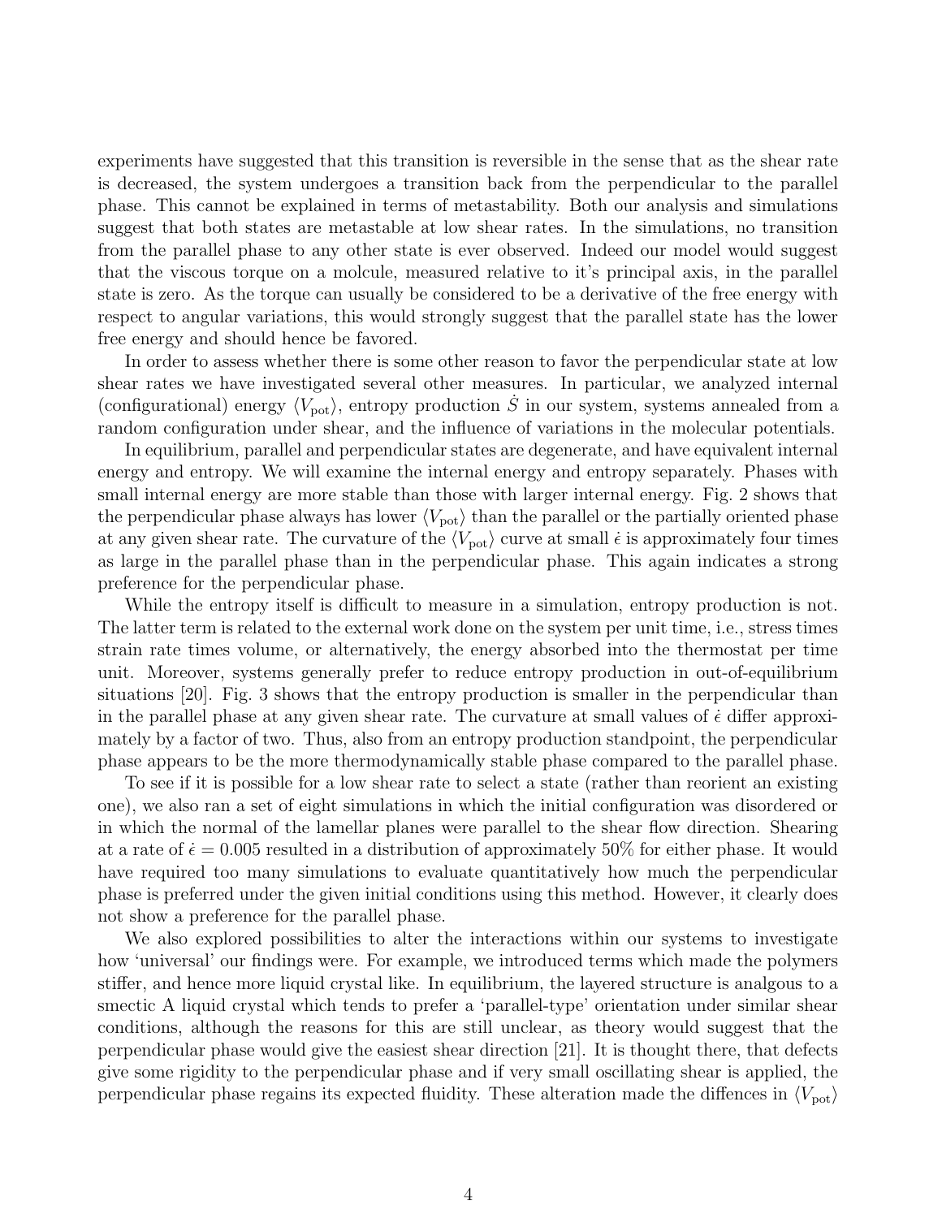experiments have suggested that this transition is reversible in the sense that as the shear rate is decreased, the system undergoes a transition back from the perpendicular to the parallel phase. This cannot be explained in terms of metastability. Both our analysis and simulations suggest that both states are metastable at low shear rates. In the simulations, no transition from the parallel phase to any other state is ever observed. Indeed our model would suggest that the viscous torque on a molcule, measured relative to it's principal axis, in the parallel state is zero. As the torque can usually be considered to be a derivative of the free energy with respect to angular variations, this would strongly suggest that the parallel state has the lower free energy and should hence be favored.

In order to assess whether there is some other reason to favor the perpendicular state at low shear rates we have investigated several other measures. In particular, we analyzed internal (configurational) energy $\langle V_{\text{pot}} \rangle$, entropy production $\dot{S}$ in our system, systems annealed from a random configuration under shear, and the influence of variations in the molecular potentials.

In equilibrium, parallel and perpendicular states are degenerate, and have equivalent internal energy and entropy. We will examine the internal energy and entropy separately. Phases with small internal energy are more stable than those with larger internal energy. Fig. 2 shows that the perpendicular phase always has lower $\langle V_{\text{pot}} \rangle$ than the parallel or the partially oriented phase at any given shear rate. The curvature of the $\langle V_{\text{pot}} \rangle$ curve at small $\dot{\epsilon}$ is approximately four times as large in the parallel phase than in the perpendicular phase. This again indicates a strong preference for the perpendicular phase.

While the entropy itself is difficult to measure in a simulation, entropy production is not. The latter term is related to the external work done on the system per unit time, i.e., stress times strain rate times volume, or alternatively, the energy absorbed into the thermostat per time unit. Moreover, systems generally prefer to reduce entropy production in out-of-equilibrium situations [20]. Fig. 3 shows that the entropy production is smaller in the perpendicular than in the parallel phase at any given shear rate. The curvature at small values of $\dot{\epsilon}$ differ approximately by a factor of two. Thus, also from an entropy production standpoint, the perpendicular phase appears to be the more thermodynamically stable phase compared to the parallel phase.

To see if it is possible for a low shear rate to select a state (rather than reorient an existing one), we also ran a set of eight simulations in which the initial configuration was disordered or in which the normal of the lamellar planes were parallel to the shear flow direction. Shearing at a rate of $\dot{\epsilon} = 0.005$ resulted in a distribution of approximately 50% for either phase. It would have required too many simulations to evaluate quantitatively how much the perpendicular phase is preferred under the given initial conditions using this method. However, it clearly does not show a preference for the parallel phase.

We also explored possibilities to alter the interactions within our systems to investigate how 'universal' our findings were. For example, we introduced terms which made the polymers stiffer, and hence more liquid crystal like. In equilibrium, the layered structure is analgous to a smectic A liquid crystal which tends to prefer a 'parallel-type' orientation under similar shear conditions, although the reasons for this are still unclear, as theory would suggest that the perpendicular phase would give the easiest shear direction [21]. It is thought there, that defects give some rigidity to the perpendicular phase and if very small oscillating shear is applied, the perpendicular phase regains its expected fluidity. These alteration made the diffences in $\langle V_{\text{pot}} \rangle$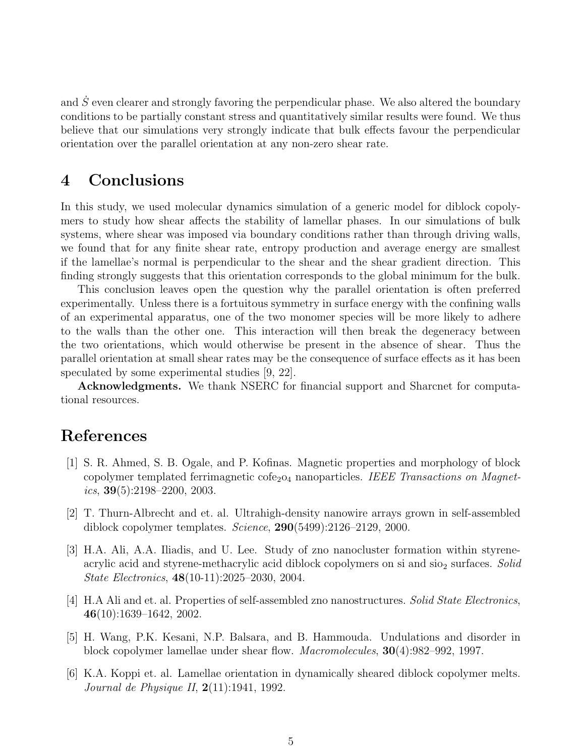and $\dot{S}$ even clearer and strongly favoring the perpendicular phase. We also altered the boundary conditions to be partially constant stress and quantitatively similar results were found. We thus believe that our simulations very strongly indicate that bulk effects favour the perpendicular orientation over the parallel orientation at any non-zero shear rate.

## 4 Conclusions

In this study, we used molecular dynamics simulation of a generic model for diblock copolymers to study how shear affects the stability of lamellar phases. In our simulations of bulk systems, where shear was imposed via boundary conditions rather than through driving walls, we found that for any finite shear rate, entropy production and average energy are smallest if the lamellae's normal is perpendicular to the shear and the shear gradient direction. This finding strongly suggests that this orientation corresponds to the global minimum for the bulk.

This conclusion leaves open the question why the parallel orientation is often preferred experimentally. Unless there is a fortuitous symmetry in surface energy with the confining walls of an experimental apparatus, one of the two monomer species will be more likely to adhere to the walls than the other one. This interaction will then break the degeneracy between the two orientations, which would otherwise be present in the absence of shear. Thus the parallel orientation at small shear rates may be the consequence of surface effects as it has been speculated by some experimental studies [9, 22].

**Acknowledgments.** We thank NSERC for financial support and Sharcnet for computational resources.

# References

[1] S. R. Ahmed, S. B. Ogale, and P. Kofinas. Magnetic properties and morphology of block copolymer templated ferrimagnetic cofe$_2$o$_4$ nanoparticles. *IEEE Transactions on Magnetics*, **39**(5):2198–2200, 2003.

[2] T. Thurn-Albrecht and et. al. Ultrahigh-density nanowire arrays grown in self-assembled diblock copolymer templates. *Science*, **290**(5499):2126–2129, 2000.

[3] H.A. Ali, A.A. Iliadis, and U. Lee. Study of zno nanocluster formation within styrene-acrylic acid and styrene-methacrylic acid diblock copolymers on si and sio$_2$ surfaces. *Solid State Electronics*, **48**(10-11):2025–2030, 2004.

[4] H.A Ali and et. al. Properties of self-assembled zno nanostructures. *Solid State Electronics*, **46**(10):1639–1642, 2002.

[5] H. Wang, P.K. Kesani, N.P. Balsara, and B. Hammouda. Undulations and disorder in block copolymer lamellae under shear flow. *Macromolecules*, **30**(4):982–992, 1997.

[6] K.A. Koppi et. al. Lamellae orientation in dynamically sheared diblock copolymer melts. *Journal de Physique II*, **2**(11):1941, 1992.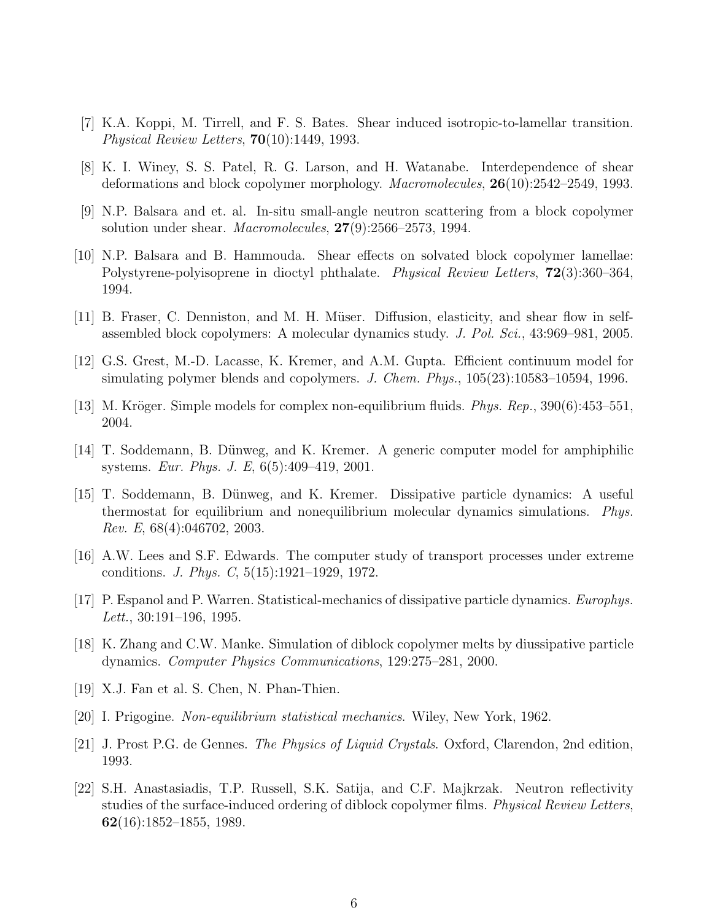[7] K.A. Koppi, M. Tirrell, and F. S. Bates. Shear induced isotropic-to-lamellar transition. *Physical Review Letters*, **70**(10):1449, 1993.

[8] K. I. Winey, S. S. Patel, R. G. Larson, and H. Watanabe. Interdependence of shear deformations and block copolymer morphology. *Macromolecules*, **26**(10):2542–2549, 1993.

[9] N.P. Balsara and et. al. In-situ small-angle neutron scattering from a block copolymer solution under shear. *Macromolecules*, **27**(9):2566–2573, 1994.

[10] N.P. Balsara and B. Hammouda. Shear effects on solvated block copolymer lamellae: Polystyrene-polyisoprene in dioctyl phthalate. *Physical Review Letters*, **72**(3):360–364, 1994.

[11] B. Fraser, C. Denniston, and M. H. Müser. Diffusion, elasticity, and shear flow in self-assembled block copolymers: A molecular dynamics study. *J. Pol. Sci.*, 43:969–981, 2005.

[12] G.S. Grest, M.-D. Lacasse, K. Kremer, and A.M. Gupta. Efficient continuum model for simulating polymer blends and copolymers. *J. Chem. Phys.*, 105(23):10583–10594, 1996.

[13] M. Kröger. Simple models for complex non-equilibrium fluids. *Phys. Rep.*, 390(6):453–551, 2004.

[14] T. Soddemann, B. Dünweg, and K. Kremer. A generic computer model for amphiphilic systems. *Eur. Phys. J. E*, 6(5):409–419, 2001.

[15] T. Soddemann, B. Dünweg, and K. Kremer. Dissipative particle dynamics: A useful thermostat for equilibrium and nonequilibrium molecular dynamics simulations. *Phys. Rev. E*, 68(4):046702, 2003.

[16] A.W. Lees and S.F. Edwards. The computer study of transport processes under extreme conditions. *J. Phys. C*, 5(15):1921–1929, 1972.

[17] P. Espanol and P. Warren. Statistical-mechanics of dissipative particle dynamics. *Europhys. Lett.*, 30:191–196, 1995.

[18] K. Zhang and C.W. Manke. Simulation of diblock copolymer melts by diussipative particle dynamics. *Computer Physics Communications*, 129:275–281, 2000.

[19] X.J. Fan et al. S. Chen, N. Phan-Thien.

[20] I. Prigogine. *Non-equilibrium statistical mechanics*. Wiley, New York, 1962.

[21] J. Prost P.G. de Gennes. *The Physics of Liquid Crystals*. Oxford, Clarendon, 2nd edition, 1993.

[22] S.H. Anastasiadis, T.P. Russell, S.K. Satija, and C.F. Majkrzak. Neutron reflectivity studies of the surface-induced ordering of diblock copolymer films. *Physical Review Letters*, **62**(16):1852–1855, 1989.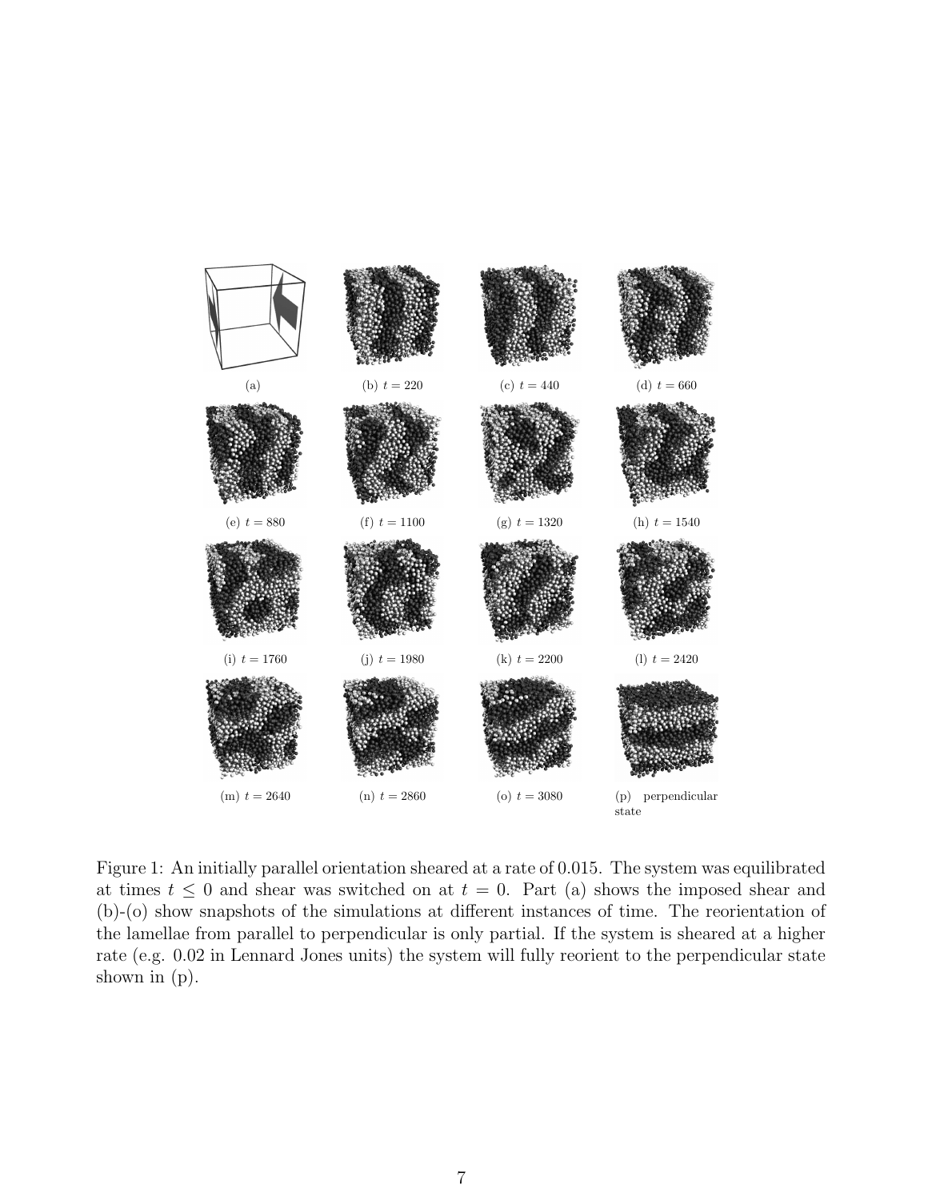(a)

(b) $t = 220$

(c) $t = 440$

(d) $t = 660$

(e) $t = 880$

(f) $t = 1100$

(g) $t = 1320$

(h) $t = 1540$

(i) $t = 1760$

(j) $t = 1980$

(k) $t = 2200$

(l) $t = 2420$

(m) $t = 2640$

(n) $t = 2860$

(o) $t = 3080$

(p) perpendicular state

Figure 1: An initially parallel orientation sheared at a rate of 0.015. The system was equilibrated at times $t \leq 0$ and shear was switched on at $t = 0$. Part (a) shows the imposed shear and (b)-(o) show snapshots of the simulations at different instances of time. The reorientation of the lamellae from parallel to perpendicular is only partial. If the system is sheared at a higher rate (e.g. 0.02 in Lennard Jones units) the system will fully reorient to the perpendicular state shown in (p).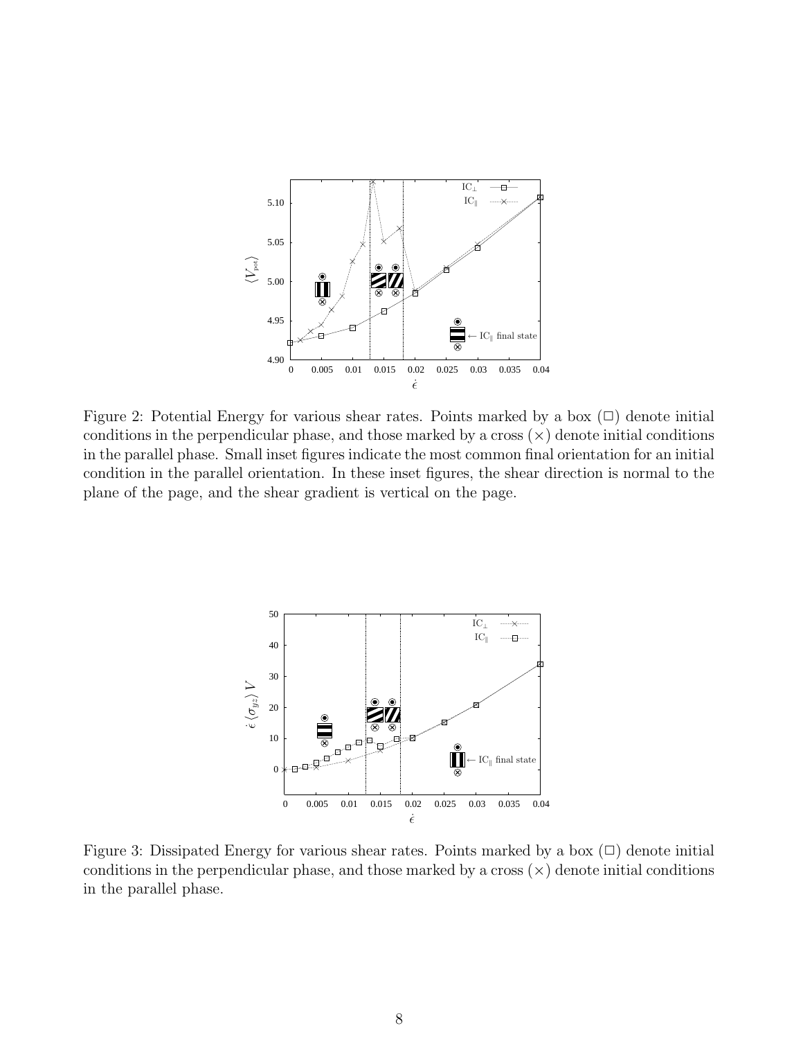$\langle V_{\text{pot}} \rangle$

5.10
5.05
5.00
4.95
4.90

0 0.005 0.01 0.015 0.02 0.025 0.03 0.035 0.04

$\dot{\epsilon}$

$\text{IC}_\perp$
$\text{IC}_\parallel$

$\leftarrow \text{IC}_\parallel$ final state

Figure 2: Potential Energy for various shear rates. Points marked by a box (□) denote initial conditions in the perpendicular phase, and those marked by a cross (×) denote initial conditions in the parallel phase. Small inset figures indicate the most common final orientation for an initial condition in the parallel orientation. In these inset figures, the shear direction is normal to the plane of the page, and the shear gradient is vertical on the page.

$\dot{\epsilon} \langle \sigma_{yz} \rangle V$

50
40
30
20
10
0

0 0.005 0.01 0.015 0.02 0.025 0.03 0.035 0.04

$\dot{\epsilon}$

$\text{IC}_\perp$
$\text{IC}_\parallel$

$\leftarrow \text{IC}_\parallel$ final state

Figure 3: Dissipated Energy for various shear rates. Points marked by a box (□) denote initial conditions in the perpendicular phase, and those marked by a cross (×) denote initial conditions in the parallel phase.